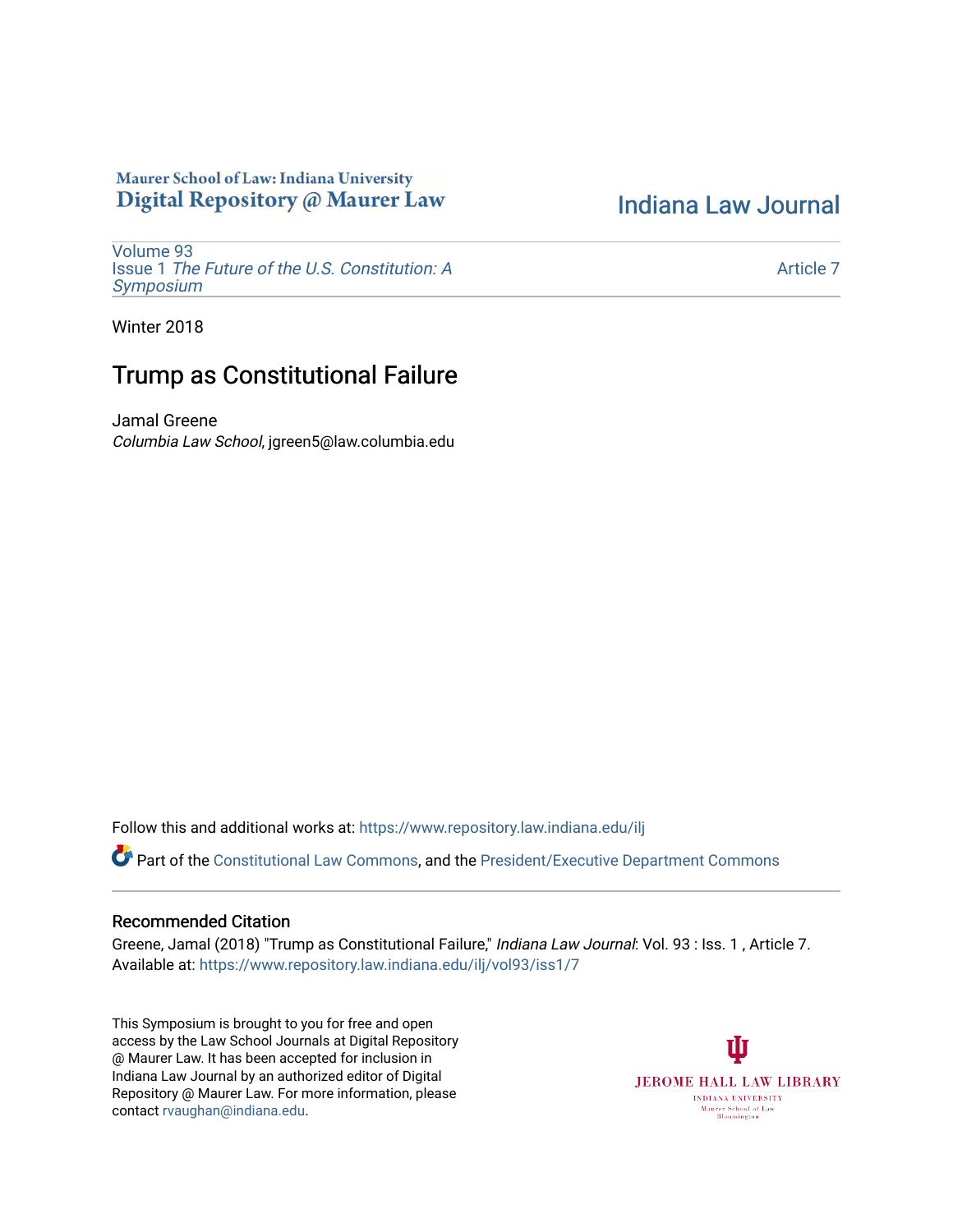Maurer School of Law: Indiana University
Digital Repository @ Maurer Law

Indiana Law Journal

Volume 93
Issue 1 *The Future of the U.S. Constitution: A Symposium*

Article 7

Winter 2018

# Trump as Constitutional Failure

Jamal Greene
*Columbia Law School*, jgreen5@law.columbia.edu

Follow this and additional works at: https://www.repository.law.indiana.edu/ilj

Part of the Constitutional Law Commons, and the President/Executive Department Commons

## Recommended Citation

Greene, Jamal (2018) "Trump as Constitutional Failure," *Indiana Law Journal*: Vol. 93 : Iss. 1 , Article 7.
Available at: https://www.repository.law.indiana.edu/ilj/vol93/iss1/7

This Symposium is brought to you for free and open access by the Law School Journals at Digital Repository @ Maurer Law. It has been accepted for inclusion in Indiana Law Journal by an authorized editor of Digital Repository @ Maurer Law. For more information, please contact rvaughan@indiana.edu.

JEROME HALL LAW LIBRARY
INDIANA UNIVERSITY
Maurer School of Law
Bloomington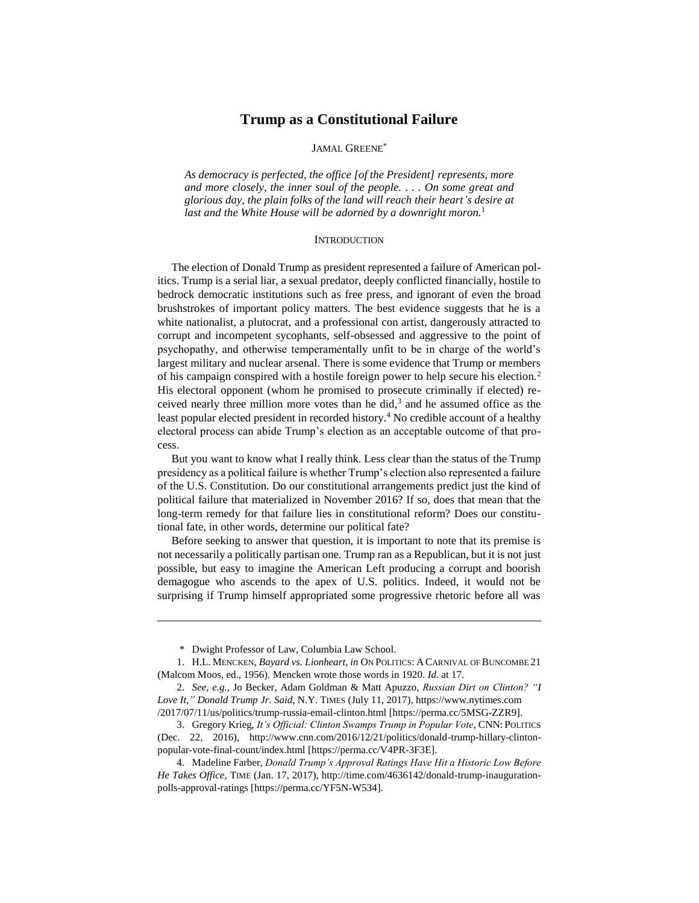# Trump as a Constitutional Failure

JAMAL GREENE*

*As democracy is perfected, the office [of the President] represents, more and more closely, the inner soul of the people. . . . On some great and glorious day, the plain folks of the land will reach their heart's desire at last and the White House will be adorned by a downright moron.*[1]

## INTRODUCTION

The election of Donald Trump as president represented a failure of American politics. Trump is a serial liar, a sexual predator, deeply conflicted financially, hostile to bedrock democratic institutions such as free press, and ignorant of even the broad brushstrokes of important policy matters. The best evidence suggests that he is a white nationalist, a plutocrat, and a professional con artist, dangerously attracted to corrupt and incompetent sycophants, self-obsessed and aggressive to the point of psychopathy, and otherwise temperamentally unfit to be in charge of the world's largest military and nuclear arsenal. There is some evidence that Trump or members of his campaign conspired with a hostile foreign power to help secure his election.[2] His electoral opponent (whom he promised to prosecute criminally if elected) received nearly three million more votes than he did,[3] and he assumed office as the least popular elected president in recorded history.[4] No credible account of a healthy electoral process can abide Trump's election as an acceptable outcome of that process.

But you want to know what I really think. Less clear than the status of the Trump presidency as a political failure is whether Trump's election also represented a failure of the U.S. Constitution. Do our constitutional arrangements predict just the kind of political failure that materialized in November 2016? If so, does that mean that the long-term remedy for that failure lies in constitutional reform? Does our constitutional fate, in other words, determine our political fate?

Before seeking to answer that question, it is important to note that its premise is not necessarily a politically partisan one. Trump ran as a Republican, but it is not just possible, but easy to imagine the American Left producing a corrupt and boorish demagogue who ascends to the apex of U.S. politics. Indeed, it would not be surprising if Trump himself appropriated some progressive rhetoric before all was

---

\* Dwight Professor of Law, Columbia Law School.

1. H.L. MENCKEN, *Bayard vs. Lionheart*, *in* ON POLITICS: A CARNIVAL OF BUNCOMBE 21 (Malcom Moos, ed., 1956). Mencken wrote those words in 1920. *Id.* at 17.

2. *See, e.g.*, Jo Becker, Adam Goldman & Matt Apuzzo, *Russian Dirt on Clinton? "I Love It," Donald Trump Jr. Said*, N.Y. TIMES (July 11, 2017), https://www.nytimes.com/2017/07/11/us/politics/trump-russia-email-clinton.html [https://perma.cc/5MSG-ZZR9].

3. Gregory Krieg, *It's Official: Clinton Swamps Trump in Popular Vote*, CNN: POLITICS (Dec. 22, 2016), http://www.cnn.com/2016/12/21/politics/donald-trump-hillary-clinton-popular-vote-final-count/index.html [https://perma.cc/V4PR-3F3E].

4. Madeline Farber, *Donald Trump's Approval Ratings Have Hit a Historic Low Before He Takes Office*, TIME (Jan. 17, 2017), http://time.com/4636142/donald-trump-inauguration-polls-approval-ratings [https://perma.cc/YF5N-W534].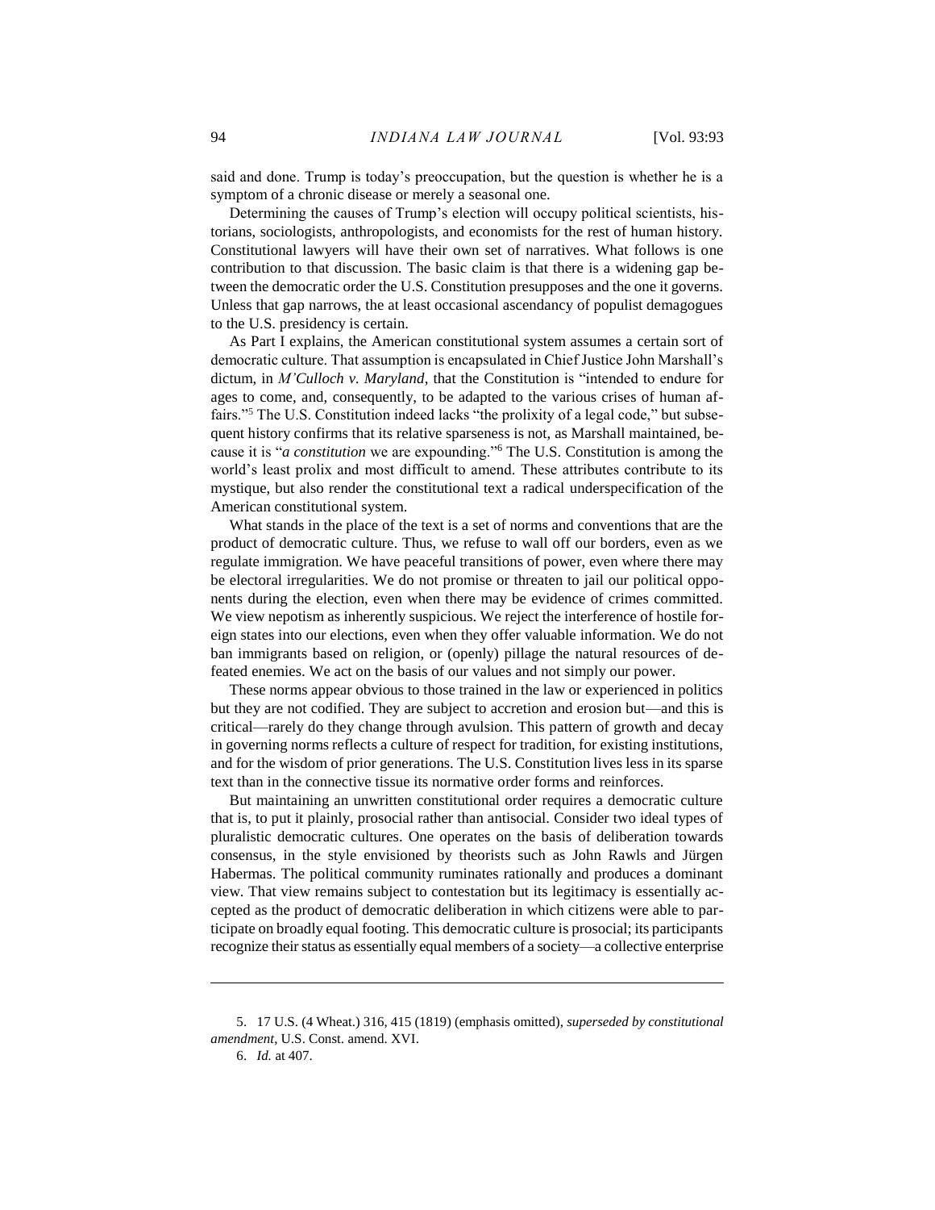said and done. Trump is today's preoccupation, but the question is whether he is a symptom of a chronic disease or merely a seasonal one.

Determining the causes of Trump's election will occupy political scientists, historians, sociologists, anthropologists, and economists for the rest of human history. Constitutional lawyers will have their own set of narratives. What follows is one contribution to that discussion. The basic claim is that there is a widening gap between the democratic order the U.S. Constitution presupposes and the one it governs. Unless that gap narrows, the at least occasional ascendancy of populist demagogues to the U.S. presidency is certain.

As Part I explains, the American constitutional system assumes a certain sort of democratic culture. That assumption is encapsulated in Chief Justice John Marshall's dictum, in *M'Culloch v. Maryland*, that the Constitution is "intended to endure for ages to come, and, consequently, to be adapted to the various crises of human affairs."[5] The U.S. Constitution indeed lacks "the prolixity of a legal code," but subsequent history confirms that its relative sparseness is not, as Marshall maintained, because it is "*a constitution* we are expounding."[6] The U.S. Constitution is among the world's least prolix and most difficult to amend. These attributes contribute to its mystique, but also render the constitutional text a radical underspecification of the American constitutional system.

What stands in the place of the text is a set of norms and conventions that are the product of democratic culture. Thus, we refuse to wall off our borders, even as we regulate immigration. We have peaceful transitions of power, even where there may be electoral irregularities. We do not promise or threaten to jail our political opponents during the election, even when there may be evidence of crimes committed. We view nepotism as inherently suspicious. We reject the interference of hostile foreign states into our elections, even when they offer valuable information. We do not ban immigrants based on religion, or (openly) pillage the natural resources of defeated enemies. We act on the basis of our values and not simply our power.

These norms appear obvious to those trained in the law or experienced in politics but they are not codified. They are subject to accretion and erosion but—and this is critical—rarely do they change through avulsion. This pattern of growth and decay in governing norms reflects a culture of respect for tradition, for existing institutions, and for the wisdom of prior generations. The U.S. Constitution lives less in its sparse text than in the connective tissue its normative order forms and reinforces.

But maintaining an unwritten constitutional order requires a democratic culture that is, to put it plainly, prosocial rather than antisocial. Consider two ideal types of pluralistic democratic cultures. One operates on the basis of deliberation towards consensus, in the style envisioned by theorists such as John Rawls and Jürgen Habermas. The political community ruminates rationally and produces a dominant view. That view remains subject to contestation but its legitimacy is essentially accepted as the product of democratic deliberation in which citizens were able to participate on broadly equal footing. This democratic culture is prosocial; its participants recognize their status as essentially equal members of a society—a collective enterprise

---

5. 17 U.S. (4 Wheat.) 316, 415 (1819) (emphasis omitted), *superseded by constitutional amendment*, U.S. Const. amend. XVI.

6. *Id.* at 407.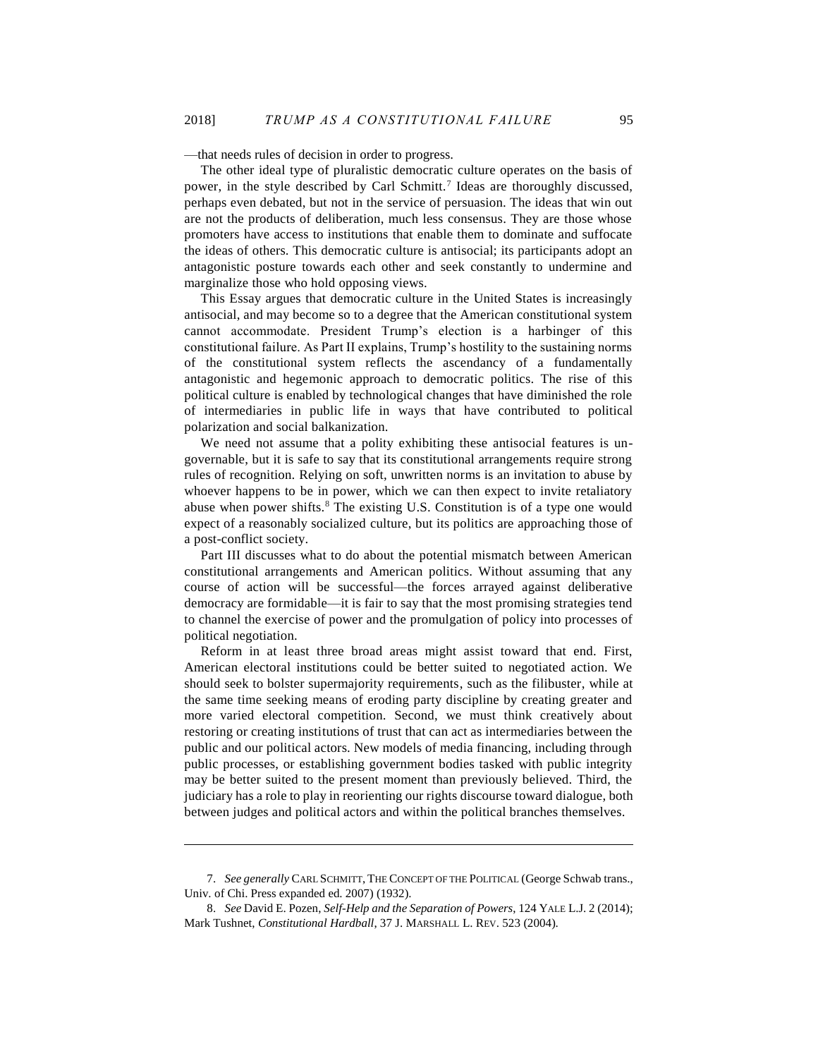—that needs rules of decision in order to progress.

The other ideal type of pluralistic democratic culture operates on the basis of power, in the style described by Carl Schmitt.[7] Ideas are thoroughly discussed, perhaps even debated, but not in the service of persuasion. The ideas that win out are not the products of deliberation, much less consensus. They are those whose promoters have access to institutions that enable them to dominate and suffocate the ideas of others. This democratic culture is antisocial; its participants adopt an antagonistic posture towards each other and seek constantly to undermine and marginalize those who hold opposing views.

This Essay argues that democratic culture in the United States is increasingly antisocial, and may become so to a degree that the American constitutional system cannot accommodate. President Trump's election is a harbinger of this constitutional failure. As Part II explains, Trump's hostility to the sustaining norms of the constitutional system reflects the ascendancy of a fundamentally antagonistic and hegemonic approach to democratic politics. The rise of this political culture is enabled by technological changes that have diminished the role of intermediaries in public life in ways that have contributed to political polarization and social balkanization.

We need not assume that a polity exhibiting these antisocial features is ungovernable, but it is safe to say that its constitutional arrangements require strong rules of recognition. Relying on soft, unwritten norms is an invitation to abuse by whoever happens to be in power, which we can then expect to invite retaliatory abuse when power shifts.[8] The existing U.S. Constitution is of a type one would expect of a reasonably socialized culture, but its politics are approaching those of a post-conflict society.

Part III discusses what to do about the potential mismatch between American constitutional arrangements and American politics. Without assuming that any course of action will be successful—the forces arrayed against deliberative democracy are formidable—it is fair to say that the most promising strategies tend to channel the exercise of power and the promulgation of policy into processes of political negotiation.

Reform in at least three broad areas might assist toward that end. First, American electoral institutions could be better suited to negotiated action. We should seek to bolster supermajority requirements, such as the filibuster, while at the same time seeking means of eroding party discipline by creating greater and more varied electoral competition. Second, we must think creatively about restoring or creating institutions of trust that can act as intermediaries between the public and our political actors. New models of media financing, including through public processes, or establishing government bodies tasked with public integrity may be better suited to the present moment than previously believed. Third, the judiciary has a role to play in reorienting our rights discourse toward dialogue, both between judges and political actors and within the political branches themselves.

---

7. *See generally* CARL SCHMITT, THE CONCEPT OF THE POLITICAL (George Schwab trans., Univ. of Chi. Press expanded ed. 2007) (1932).

8. *See* David E. Pozen, *Self-Help and the Separation of Powers*, 124 YALE L.J. 2 (2014); Mark Tushnet, *Constitutional Hardball*, 37 J. MARSHALL L. REV. 523 (2004).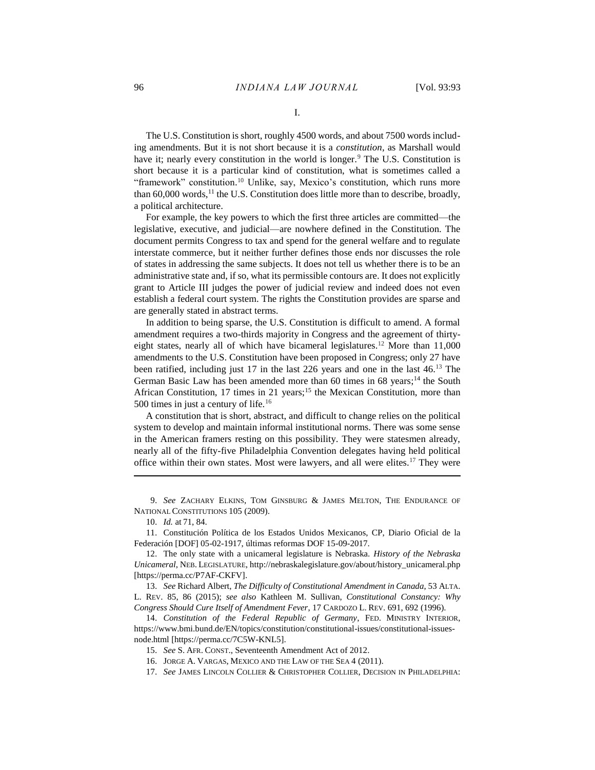## I.

The U.S. Constitution is short, roughly 4500 words, and about 7500 words including amendments. But it is not short because it is a *constitution*, as Marshall would have it; nearly every constitution in the world is longer.[9] The U.S. Constitution is short because it is a particular kind of constitution, what is sometimes called a "framework" constitution.[10] Unlike, say, Mexico's constitution, which runs more than 60,000 words,[11] the U.S. Constitution does little more than to describe, broadly, a political architecture.

For example, the key powers to which the first three articles are committed—the legislative, executive, and judicial—are nowhere defined in the Constitution. The document permits Congress to tax and spend for the general welfare and to regulate interstate commerce, but it neither further defines those ends nor discusses the role of states in addressing the same subjects. It does not tell us whether there is to be an administrative state and, if so, what its permissible contours are. It does not explicitly grant to Article III judges the power of judicial review and indeed does not even establish a federal court system. The rights the Constitution provides are sparse and are generally stated in abstract terms.

In addition to being sparse, the U.S. Constitution is difficult to amend. A formal amendment requires a two-thirds majority in Congress and the agreement of thirty-eight states, nearly all of which have bicameral legislatures.[12] More than 11,000 amendments to the U.S. Constitution have been proposed in Congress; only 27 have been ratified, including just 17 in the last 226 years and one in the last 46.[13] The German Basic Law has been amended more than 60 times in 68 years;[14] the South African Constitution, 17 times in 21 years;[15] the Mexican Constitution, more than 500 times in just a century of life.[16]

A constitution that is short, abstract, and difficult to change relies on the political system to develop and maintain informal institutional norms. There was some sense in the American framers resting on this possibility. They were statesmen already, nearly all of the fifty-five Philadelphia Convention delegates having held political office within their own states. Most were lawyers, and all were elites.[17] They were

---

9. *See* ZACHARY ELKINS, TOM GINSBURG & JAMES MELTON, THE ENDURANCE OF NATIONAL CONSTITUTIONS 105 (2009).

10. *Id.* at 71, 84.

11. Constitución Política de los Estados Unidos Mexicanos, CP, Diario Oficial de la Federación [DOF] 05-02-1917, últimas reformas DOF 15-09-2017.

12. The only state with a unicameral legislature is Nebraska. *History of the Nebraska Unicameral*, NEB. LEGISLATURE, http://nebraskalegislature.gov/about/history_unicameral.php [https://perma.cc/P7AF-CKFV].

13. *See* Richard Albert, *The Difficulty of Constitutional Amendment in Canada*, 53 ALTA. L. REV. 85, 86 (2015); *see also* Kathleen M. Sullivan, *Constitutional Constancy: Why Congress Should Cure Itself of Amendment Fever*, 17 CARDOZO L. REV. 691, 692 (1996).

14. *Constitution of the Federal Republic of Germany*, FED. MINISTRY INTERIOR, https://www.bmi.bund.de/EN/topics/constitution/constitutional-issues/constitutional-issues-node.html [https://perma.cc/7C5W-KNL5].

15. *See* S. AFR. CONST., Seventeenth Amendment Act of 2012.

16. JORGE A. VARGAS, MEXICO AND THE LAW OF THE SEA 4 (2011).

17. *See* JAMES LINCOLN COLLIER & CHRISTOPHER COLLIER, DECISION IN PHILADELPHIA: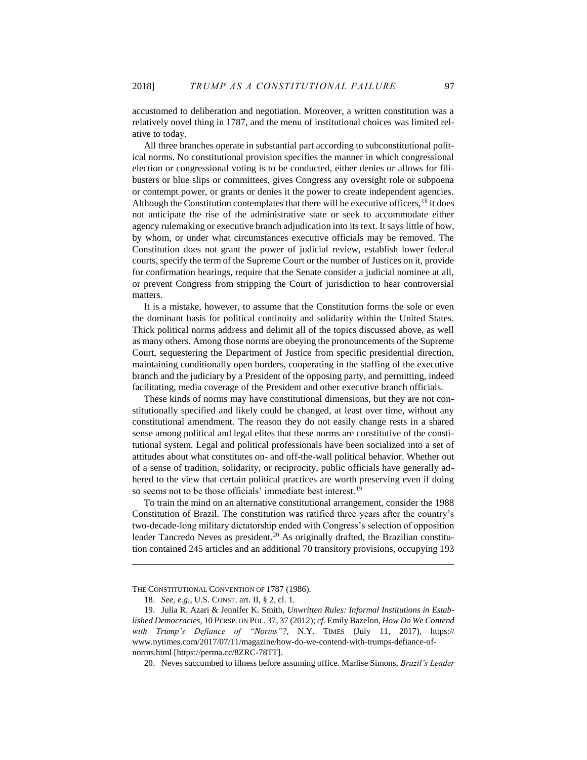accustomed to deliberation and negotiation. Moreover, a written constitution was a relatively novel thing in 1787, and the menu of institutional choices was limited relative to today.

All three branches operate in substantial part according to subconstitutional political norms. No constitutional provision specifies the manner in which congressional election or congressional voting is to be conducted, either denies or allows for filibusters or blue slips or committees, gives Congress any oversight role or subpoena or contempt power, or grants or denies it the power to create independent agencies. Although the Constitution contemplates that there will be executive officers,[18] it does not anticipate the rise of the administrative state or seek to accommodate either agency rulemaking or executive branch adjudication into its text. It says little of how, by whom, or under what circumstances executive officials may be removed. The Constitution does not grant the power of judicial review, establish lower federal courts, specify the term of the Supreme Court or the number of Justices on it, provide for confirmation hearings, require that the Senate consider a judicial nominee at all, or prevent Congress from stripping the Court of jurisdiction to hear controversial matters.

It is a mistake, however, to assume that the Constitution forms the sole or even the dominant basis for political continuity and solidarity within the United States. Thick political norms address and delimit all of the topics discussed above, as well as many others. Among those norms are obeying the pronouncements of the Supreme Court, sequestering the Department of Justice from specific presidential direction, maintaining conditionally open borders, cooperating in the staffing of the executive branch and the judiciary by a President of the opposing party, and permitting, indeed facilitating, media coverage of the President and other executive branch officials.

These kinds of norms may have constitutional dimensions, but they are not constitutionally specified and likely could be changed, at least over time, without any constitutional amendment. The reason they do not easily change rests in a shared sense among political and legal elites that these norms are constitutive of the constitutional system. Legal and political professionals have been socialized into a set of attitudes about what constitutes on- and off-the-wall political behavior. Whether out of a sense of tradition, solidarity, or reciprocity, public officials have generally adhered to the view that certain political practices are worth preserving even if doing so seems not to be those officials' immediate best interest.[19]

To train the mind on an alternative constitutional arrangement, consider the 1988 Constitution of Brazil. The constitution was ratified three years after the country's two-decade-long military dictatorship ended with Congress's selection of opposition leader Tancredo Neves as president.[20] As originally drafted, the Brazilian constitution contained 245 articles and an additional 70 transitory provisions, occupying 193

---

THE CONSTITUTIONAL CONVENTION OF 1787 (1986).

18. *See, e.g.*, U.S. CONST. art. II, § 2, cl. 1.

19. Julia R. Azari & Jennifer K. Smith, *Unwritten Rules: Informal Institutions in Established Democracies*, 10 PERSP. ON POL. 37, 37 (2012); *cf.* Emily Bazelon, *How Do We Contend with Trump's Defiance of "Norms"?*, N.Y. TIMES (July 11, 2017), https://www.nytimes.com/2017/07/11/magazine/how-do-we-contend-with-trumps-defiance-of-norms.html [https://perma.cc/8ZRC-78TT].

20. Neves succumbed to illness before assuming office. Marlise Simons, *Brazil's Leader*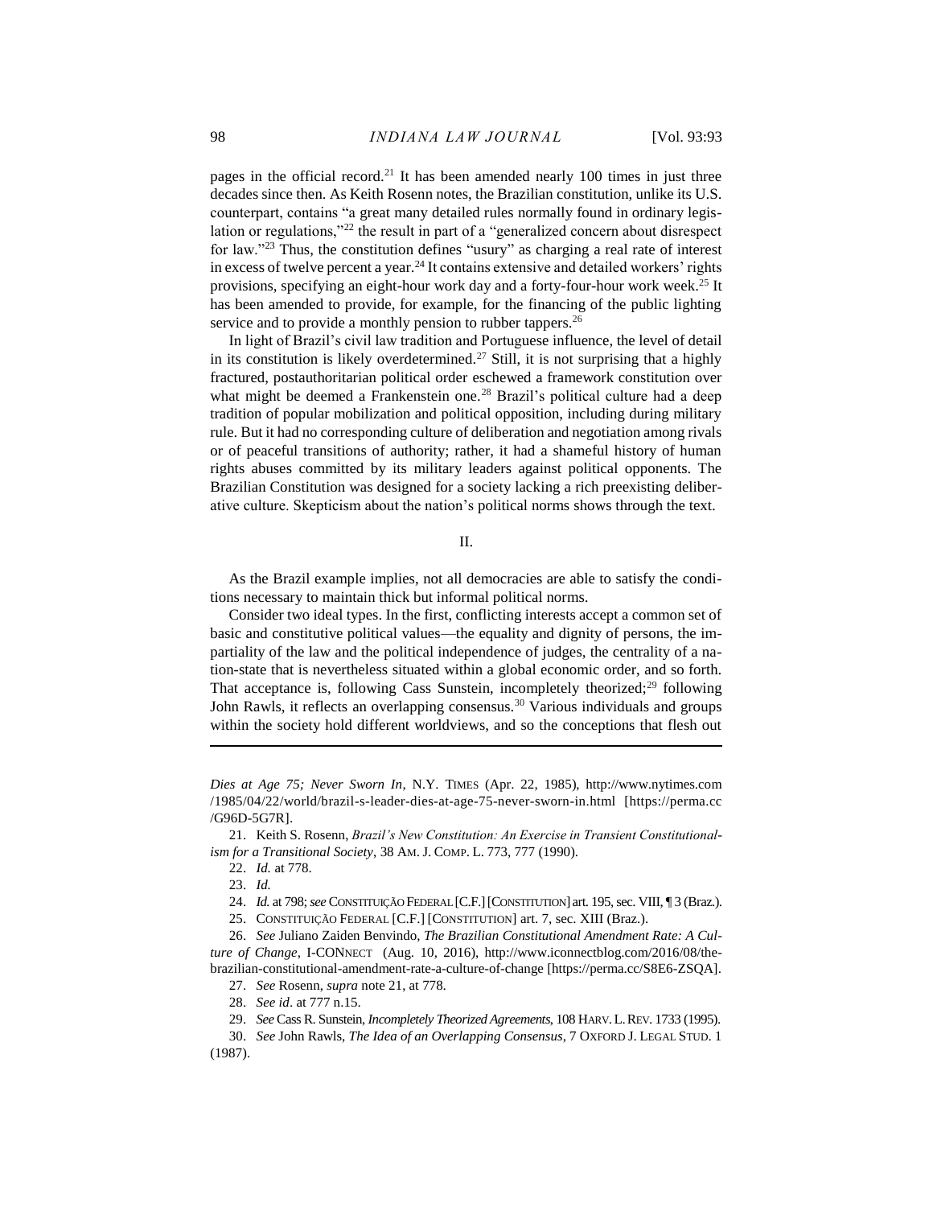pages in the official record.[21] It has been amended nearly 100 times in just three decades since then. As Keith Rosenn notes, the Brazilian constitution, unlike its U.S. counterpart, contains "a great many detailed rules normally found in ordinary legislation or regulations,"[22] the result in part of a "generalized concern about disrespect for law."[23] Thus, the constitution defines "usury" as charging a real rate of interest in excess of twelve percent a year.[24] It contains extensive and detailed workers' rights provisions, specifying an eight-hour work day and a forty-four-hour work week.[25] It has been amended to provide, for example, for the financing of the public lighting service and to provide a monthly pension to rubber tappers.[26]

In light of Brazil's civil law tradition and Portuguese influence, the level of detail in its constitution is likely overdetermined.[27] Still, it is not surprising that a highly fractured, postauthoritarian political order eschewed a framework constitution over what might be deemed a Frankenstein one.[28] Brazil's political culture had a deep tradition of popular mobilization and political opposition, including during military rule. But it had no corresponding culture of deliberation and negotiation among rivals or of peaceful transitions of authority; rather, it had a shameful history of human rights abuses committed by its military leaders against political opponents. The Brazilian Constitution was designed for a society lacking a rich preexisting deliberative culture. Skepticism about the nation's political norms shows through the text.

## II.

As the Brazil example implies, not all democracies are able to satisfy the conditions necessary to maintain thick but informal political norms.

Consider two ideal types. In the first, conflicting interests accept a common set of basic and constitutive political values—the equality and dignity of persons, the impartiality of the law and the political independence of judges, the centrality of a nation-state that is nevertheless situated within a global economic order, and so forth. That acceptance is, following Cass Sunstein, incompletely theorized;[29] following John Rawls, it reflects an overlapping consensus.[30] Various individuals and groups within the society hold different worldviews, and so the conceptions that flesh out

---

*Dies at Age 75; Never Sworn In*, N.Y. TIMES (Apr. 22, 1985), http://www.nytimes.com/1985/04/22/world/brazil-s-leader-dies-at-age-75-never-sworn-in.html [https://perma.cc/G96D-5G7R].

21. Keith S. Rosenn, *Brazil's New Constitution: An Exercise in Transient Constitutionalism for a Transitional Society*, 38 AM. J. COMP. L. 773, 777 (1990).

22. *Id.* at 778.

23. *Id.*

24. *Id.* at 798; *see* CONSTITUIÇÃO FEDERAL [C.F.] [CONSTITUTION] art. 195, sec. VIII, ¶ 3 (Braz.).

25. CONSTITUIÇÃO FEDERAL [C.F.] [CONSTITUTION] art. 7, sec. XIII (Braz.).

26. *See* Juliano Zaiden Benvindo, *The Brazilian Constitutional Amendment Rate: A Culture of Change*, I-CONNECT (Aug. 10, 2016), http://www.iconnectblog.com/2016/08/the-brazilian-constitutional-amendment-rate-a-culture-of-change [https://perma.cc/S8E6-ZSQA].

27. *See* Rosenn, *supra* note 21, at 778.

28. *See id*. at 777 n.15.

29. *See* Cass R. Sunstein, *Incompletely Theorized Agreements*, 108 HARV. L. REV. 1733 (1995).

30. *See* John Rawls, *The Idea of an Overlapping Consensus*, 7 OXFORD J. LEGAL STUD. 1 (1987).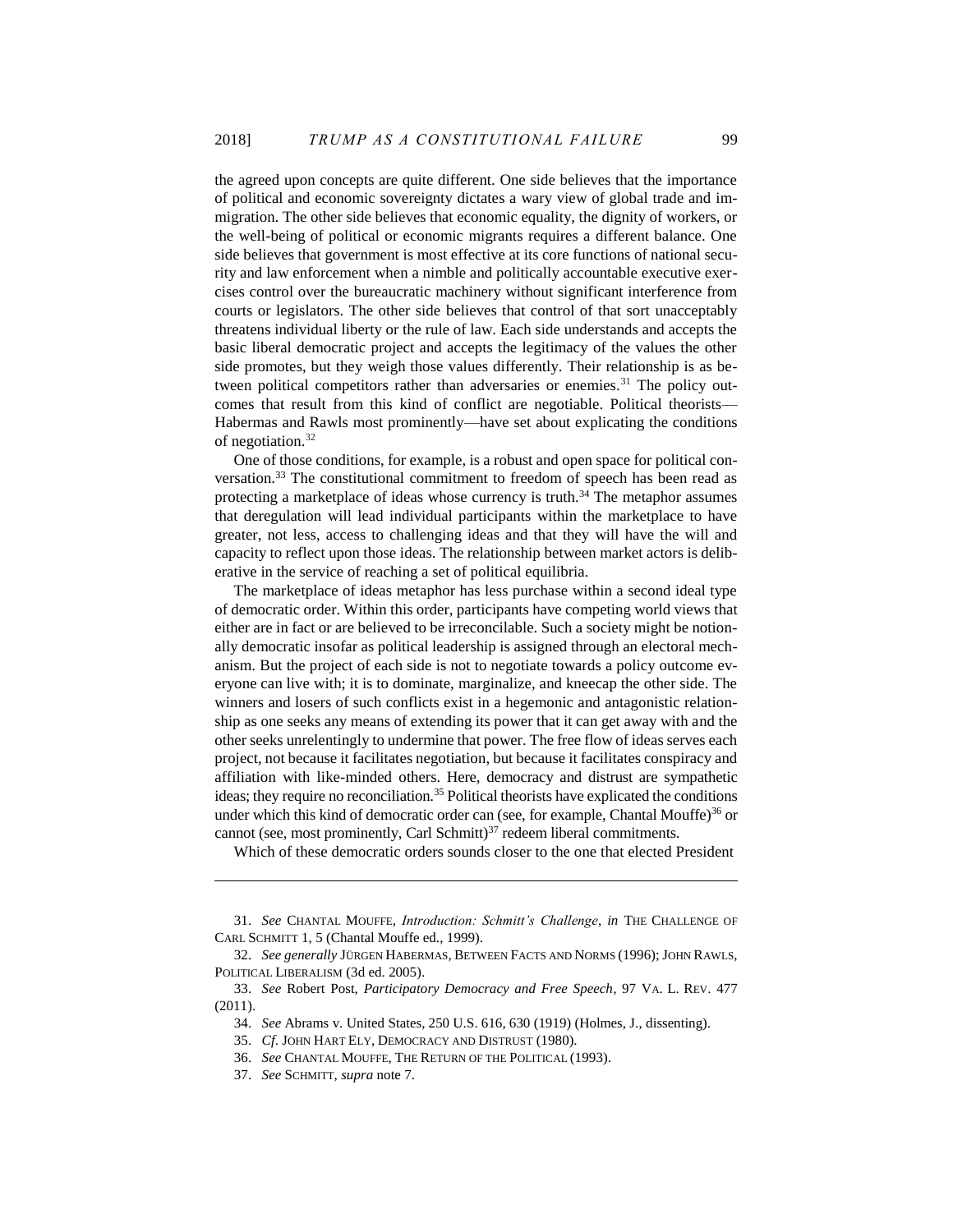the agreed upon concepts are quite different. One side believes that the importance of political and economic sovereignty dictates a wary view of global trade and immigration. The other side believes that economic equality, the dignity of workers, or the well-being of political or economic migrants requires a different balance. One side believes that government is most effective at its core functions of national security and law enforcement when a nimble and politically accountable executive exercises control over the bureaucratic machinery without significant interference from courts or legislators. The other side believes that control of that sort unacceptably threatens individual liberty or the rule of law. Each side understands and accepts the basic liberal democratic project and accepts the legitimacy of the values the other side promotes, but they weigh those values differently. Their relationship is as between political competitors rather than adversaries or enemies.[31] The policy outcomes that result from this kind of conflict are negotiable. Political theorists—Habermas and Rawls most prominently—have set about explicating the conditions of negotiation.[32]

One of those conditions, for example, is a robust and open space for political conversation.[33] The constitutional commitment to freedom of speech has been read as protecting a marketplace of ideas whose currency is truth.[34] The metaphor assumes that deregulation will lead individual participants within the marketplace to have greater, not less, access to challenging ideas and that they will have the will and capacity to reflect upon those ideas. The relationship between market actors is deliberative in the service of reaching a set of political equilibria.

The marketplace of ideas metaphor has less purchase within a second ideal type of democratic order. Within this order, participants have competing world views that either are in fact or are believed to be irreconcilable. Such a society might be notionally democratic insofar as political leadership is assigned through an electoral mechanism. But the project of each side is not to negotiate towards a policy outcome everyone can live with; it is to dominate, marginalize, and kneecap the other side. The winners and losers of such conflicts exist in a hegemonic and antagonistic relationship as one seeks any means of extending its power that it can get away with and the other seeks unrelentingly to undermine that power. The free flow of ideas serves each project, not because it facilitates negotiation, but because it facilitates conspiracy and affiliation with like-minded others. Here, democracy and distrust are sympathetic ideas; they require no reconciliation.[35] Political theorists have explicated the conditions under which this kind of democratic order can (see, for example, Chantal Mouffe)[36] or cannot (see, most prominently, Carl Schmitt)[37] redeem liberal commitments.

Which of these democratic orders sounds closer to the one that elected President

---

31. *See* CHANTAL MOUFFE, *Introduction: Schmitt's Challenge*, *in* THE CHALLENGE OF CARL SCHMITT 1, 5 (Chantal Mouffe ed., 1999).

32. *See generally* JÜRGEN HABERMAS, BETWEEN FACTS AND NORMS (1996); JOHN RAWLS, POLITICAL LIBERALISM (3d ed. 2005).

33. *See* Robert Post, *Participatory Democracy and Free Speech*, 97 VA. L. REV. 477 (2011).

34. *See* Abrams v. United States, 250 U.S. 616, 630 (1919) (Holmes, J., dissenting).

35. *Cf.* JOHN HART ELY, DEMOCRACY AND DISTRUST (1980).

36. *See* CHANTAL MOUFFE, THE RETURN OF THE POLITICAL (1993).

37. *See* SCHMITT, *supra* note 7.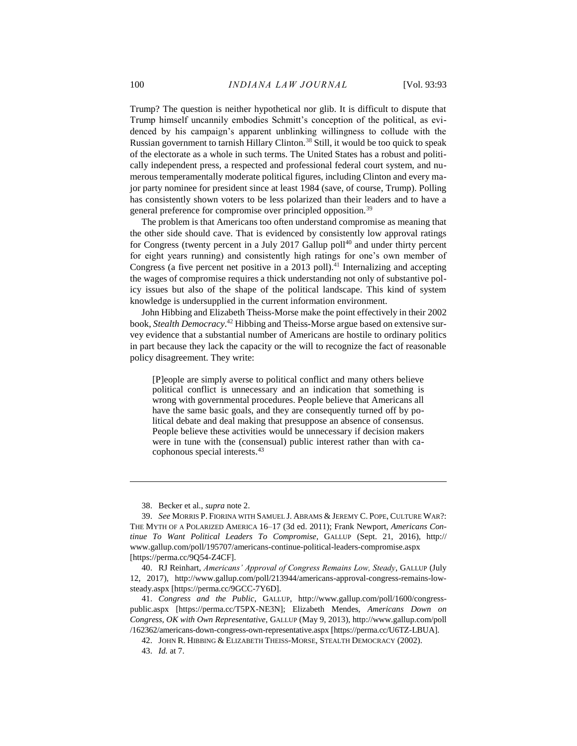Trump? The question is neither hypothetical nor glib. It is difficult to dispute that Trump himself uncannily embodies Schmitt's conception of the political, as evidenced by his campaign's apparent unblinking willingness to collude with the Russian government to tarnish Hillary Clinton.[38] Still, it would be too quick to speak of the electorate as a whole in such terms. The United States has a robust and politically independent press, a respected and professional federal court system, and numerous temperamentally moderate political figures, including Clinton and every major party nominee for president since at least 1984 (save, of course, Trump). Polling has consistently shown voters to be less polarized than their leaders and to have a general preference for compromise over principled opposition.[39]

The problem is that Americans too often understand compromise as meaning that the other side should cave. That is evidenced by consistently low approval ratings for Congress (twenty percent in a July 2017 Gallup poll[40] and under thirty percent for eight years running) and consistently high ratings for one's own member of Congress (a five percent net positive in a 2013 poll).[41] Internalizing and accepting the wages of compromise requires a thick understanding not only of substantive policy issues but also of the shape of the political landscape. This kind of system knowledge is undersupplied in the current information environment.

John Hibbing and Elizabeth Theiss-Morse make the point effectively in their 2002 book, *Stealth Democracy*.[42] Hibbing and Theiss-Morse argue based on extensive survey evidence that a substantial number of Americans are hostile to ordinary politics in part because they lack the capacity or the will to recognize the fact of reasonable policy disagreement. They write:

> [P]eople are simply averse to political conflict and many others believe political conflict is unnecessary and an indication that something is wrong with governmental procedures. People believe that Americans all have the same basic goals, and they are consequently turned off by political debate and deal making that presuppose an absence of consensus. People believe these activities would be unnecessary if decision makers were in tune with the (consensual) public interest rather than with cacophonous special interests.[43]

---

38. Becker et al., *supra* note 2.

39. *See* MORRIS P. FIORINA WITH SAMUEL J. ABRAMS & JEREMY C. POPE, CULTURE WAR?: THE MYTH OF A POLARIZED AMERICA 16–17 (3d ed. 2011); Frank Newport, *Americans Continue To Want Political Leaders To Compromise*, GALLUP (Sept. 21, 2016), http://www.gallup.com/poll/195707/americans-continue-political-leaders-compromise.aspx [https://perma.cc/9Q54-Z4CF].

40. RJ Reinhart, *Americans' Approval of Congress Remains Low, Steady*, GALLUP (July 12, 2017), http://www.gallup.com/poll/213944/americans-approval-congress-remains-low-steady.aspx [https://perma.cc/9GCC-7Y6D].

41. *Congress and the Public*, GALLUP, http://www.gallup.com/poll/1600/congress-public.aspx [https://perma.cc/T5PX-NE3N]; Elizabeth Mendes, *Americans Down on Congress, OK with Own Representative*, GALLUP (May 9, 2013), http://www.gallup.com/poll/162362/americans-down-congress-own-representative.aspx [https://perma.cc/U6TZ-LBUA].

42. JOHN R. HIBBING & ELIZABETH THEISS-MORSE, STEALTH DEMOCRACY (2002).

43. *Id.* at 7.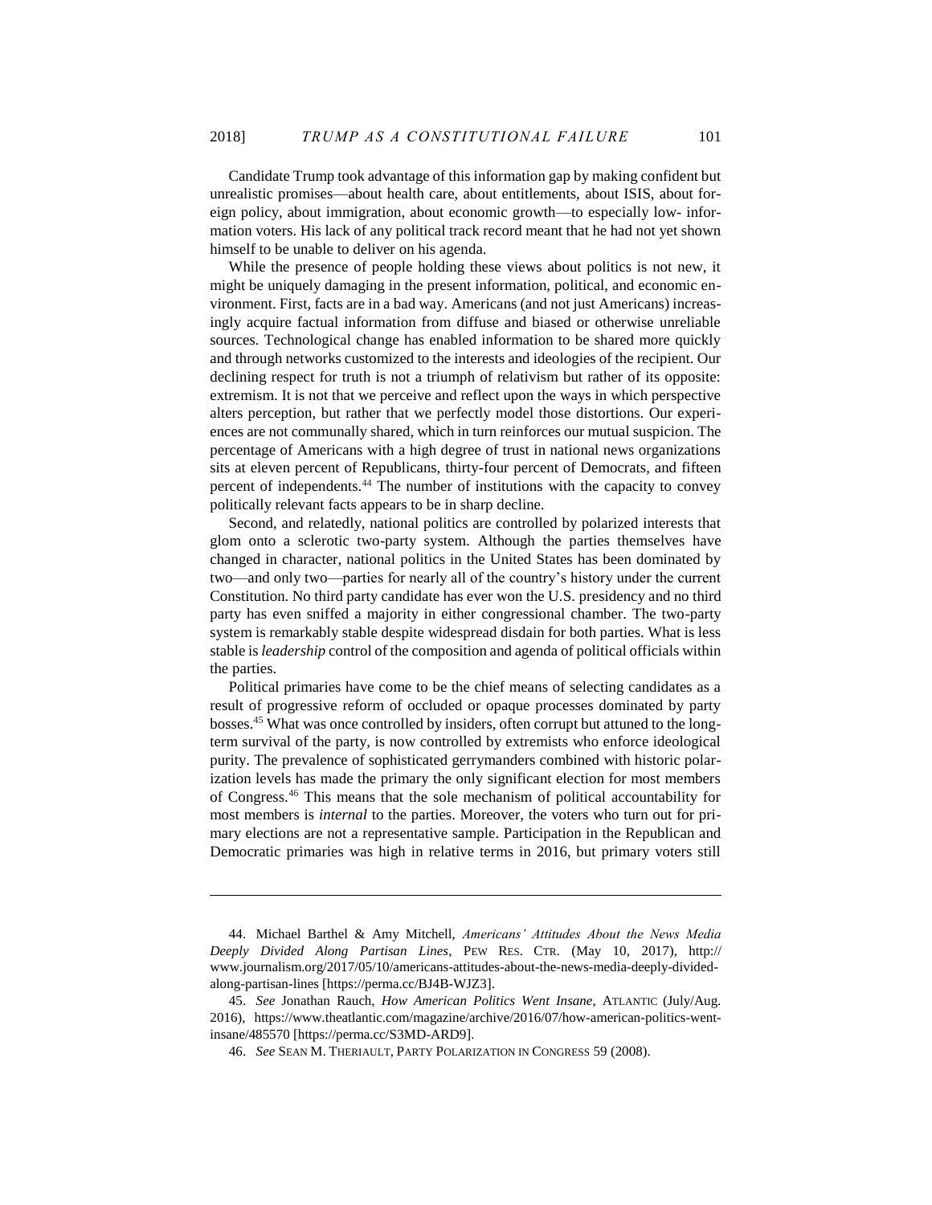Candidate Trump took advantage of this information gap by making confident but unrealistic promises—about health care, about entitlements, about ISIS, about foreign policy, about immigration, about economic growth—to especially low- information voters. His lack of any political track record meant that he had not yet shown himself to be unable to deliver on his agenda.

While the presence of people holding these views about politics is not new, it might be uniquely damaging in the present information, political, and economic environment. First, facts are in a bad way. Americans (and not just Americans) increasingly acquire factual information from diffuse and biased or otherwise unreliable sources. Technological change has enabled information to be shared more quickly and through networks customized to the interests and ideologies of the recipient. Our declining respect for truth is not a triumph of relativism but rather of its opposite: extremism. It is not that we perceive and reflect upon the ways in which perspective alters perception, but rather that we perfectly model those distortions. Our experiences are not communally shared, which in turn reinforces our mutual suspicion. The percentage of Americans with a high degree of trust in national news organizations sits at eleven percent of Republicans, thirty-four percent of Democrats, and fifteen percent of independents.[44] The number of institutions with the capacity to convey politically relevant facts appears to be in sharp decline.

Second, and relatedly, national politics are controlled by polarized interests that glom onto a sclerotic two-party system. Although the parties themselves have changed in character, national politics in the United States has been dominated by two—and only two—parties for nearly all of the country's history under the current Constitution. No third party candidate has ever won the U.S. presidency and no third party has even sniffed a majority in either congressional chamber. The two-party system is remarkably stable despite widespread disdain for both parties. What is less stable is *leadership* control of the composition and agenda of political officials within the parties.

Political primaries have come to be the chief means of selecting candidates as a result of progressive reform of occluded or opaque processes dominated by party bosses.[45] What was once controlled by insiders, often corrupt but attuned to the long-term survival of the party, is now controlled by extremists who enforce ideological purity. The prevalence of sophisticated gerrymanders combined with historic polarization levels has made the primary the only significant election for most members of Congress.[46] This means that the sole mechanism of political accountability for most members is *internal* to the parties. Moreover, the voters who turn out for primary elections are not a representative sample. Participation in the Republican and Democratic primaries was high in relative terms in 2016, but primary voters still

---

44. Michael Barthel & Amy Mitchell, *Americans' Attitudes About the News Media Deeply Divided Along Partisan Lines*, PEW RES. CTR. (May 10, 2017), http://www.journalism.org/2017/05/10/americans-attitudes-about-the-news-media-deeply-divided-along-partisan-lines [https://perma.cc/BJ4B-WJZ3].

45. *See* Jonathan Rauch, *How American Politics Went Insane*, ATLANTIC (July/Aug. 2016), https://www.theatlantic.com/magazine/archive/2016/07/how-american-politics-went-insane/485570 [https://perma.cc/S3MD-ARD9].

46. *See* SEAN M. THERIAULT, PARTY POLARIZATION IN CONGRESS 59 (2008).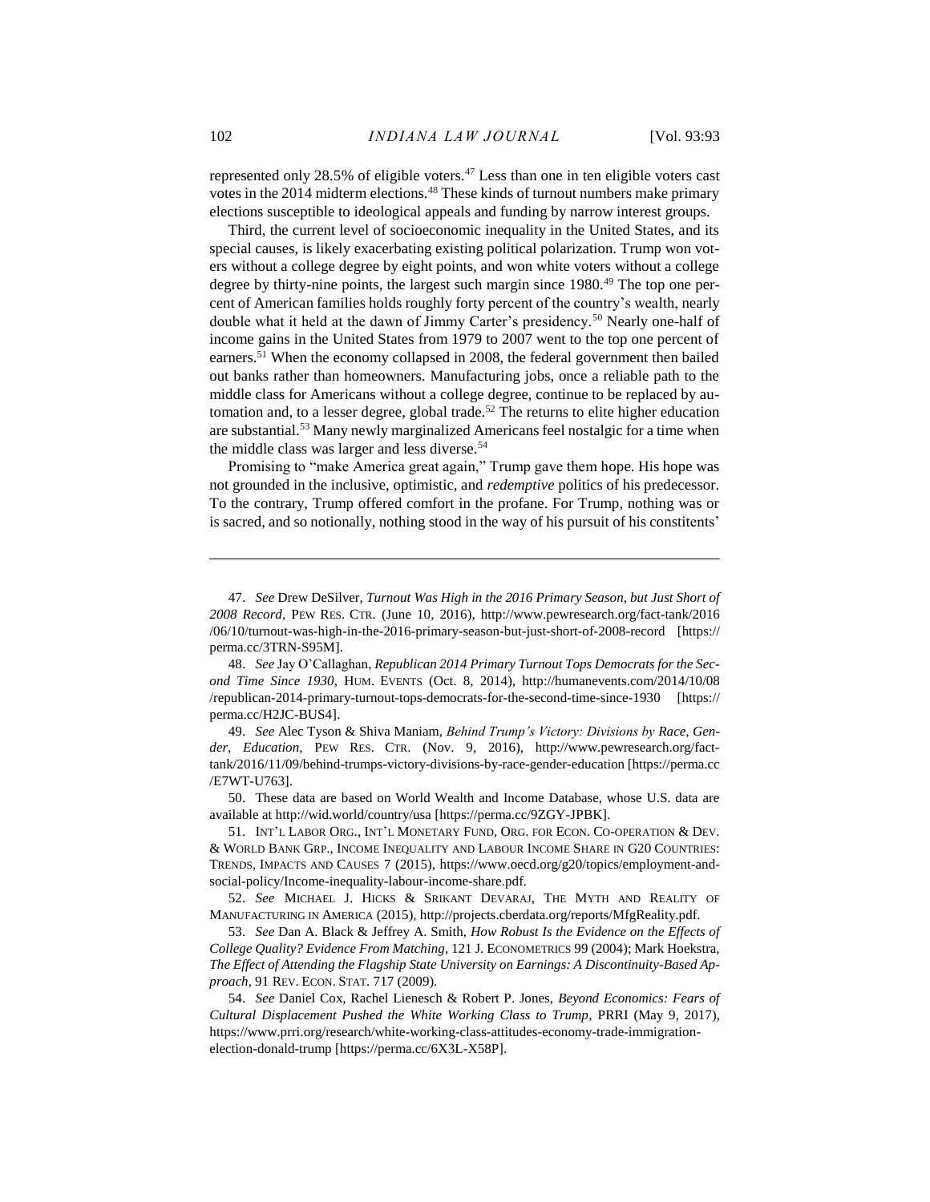represented only 28.5% of eligible voters.[47] Less than one in ten eligible voters cast votes in the 2014 midterm elections.[48] These kinds of turnout numbers make primary elections susceptible to ideological appeals and funding by narrow interest groups.

Third, the current level of socioeconomic inequality in the United States, and its special causes, is likely exacerbating existing political polarization. Trump won voters without a college degree by eight points, and won white voters without a college degree by thirty-nine points, the largest such margin since 1980.[49] The top one percent of American families holds roughly forty percent of the country's wealth, nearly double what it held at the dawn of Jimmy Carter's presidency.[50] Nearly one-half of income gains in the United States from 1979 to 2007 went to the top one percent of earners.[51] When the economy collapsed in 2008, the federal government then bailed out banks rather than homeowners. Manufacturing jobs, once a reliable path to the middle class for Americans without a college degree, continue to be replaced by automation and, to a lesser degree, global trade.[52] The returns to elite higher education are substantial.[53] Many newly marginalized Americans feel nostalgic for a time when the middle class was larger and less diverse.[54]

Promising to "make America great again," Trump gave them hope. His hope was not grounded in the inclusive, optimistic, and *redemptive* politics of his predecessor. To the contrary, Trump offered comfort in the profane. For Trump, nothing was or is sacred, and so notionally, nothing stood in the way of his pursuit of his constitents'

---

47. *See* Drew DeSilver, *Turnout Was High in the 2016 Primary Season, but Just Short of 2008 Record*, PEW RES. CTR. (June 10, 2016), http://www.pewresearch.org/fact-tank/2016/06/10/turnout-was-high-in-the-2016-primary-season-but-just-short-of-2008-record [https://perma.cc/3TRN-S95M].

48. *See* Jay O'Callaghan, *Republican 2014 Primary Turnout Tops Democrats for the Second Time Since 1930*, HUM. EVENTS (Oct. 8, 2014), http://humanevents.com/2014/10/08/republican-2014-primary-turnout-tops-democrats-for-the-second-time-since-1930 [https://perma.cc/H2JC-BUS4].

49. *See* Alec Tyson & Shiva Maniam, *Behind Trump's Victory: Divisions by Race, Gender, Education*, PEW RES. CTR. (Nov. 9, 2016), http://www.pewresearch.org/fact-tank/2016/11/09/behind-trumps-victory-divisions-by-race-gender-education [https://perma.cc/E7WT-U763].

50. These data are based on World Wealth and Income Database, whose U.S. data are available at http://wid.world/country/usa [https://perma.cc/9ZGY-JPBK].

51. INT'L LABOR ORG., INT'L MONETARY FUND, ORG. FOR ECON. CO-OPERATION & DEV. & WORLD BANK GRP., INCOME INEQUALITY AND LABOUR INCOME SHARE IN G20 COUNTRIES: TRENDS, IMPACTS AND CAUSES 7 (2015), https://www.oecd.org/g20/topics/employment-and-social-policy/Income-inequality-labour-income-share.pdf.

52. *See* MICHAEL J. HICKS & SRIKANT DEVARAJ, THE MYTH AND REALITY OF MANUFACTURING IN AMERICA (2015), http://projects.cberdata.org/reports/MfgReality.pdf.

53. *See* Dan A. Black & Jeffrey A. Smith, *How Robust Is the Evidence on the Effects of College Quality? Evidence From Matching*, 121 J. ECONOMETRICS 99 (2004); Mark Hoekstra, *The Effect of Attending the Flagship State University on Earnings: A Discontinuity-Based Approach*, 91 REV. ECON. STAT. 717 (2009).

54. *See* Daniel Cox, Rachel Lienesch & Robert P. Jones, *Beyond Economics: Fears of Cultural Displacement Pushed the White Working Class to Trump*, PRRI (May 9, 2017), https://www.prri.org/research/white-working-class-attitudes-economy-trade-immigration-election-donald-trump [https://perma.cc/6X3L-X58P].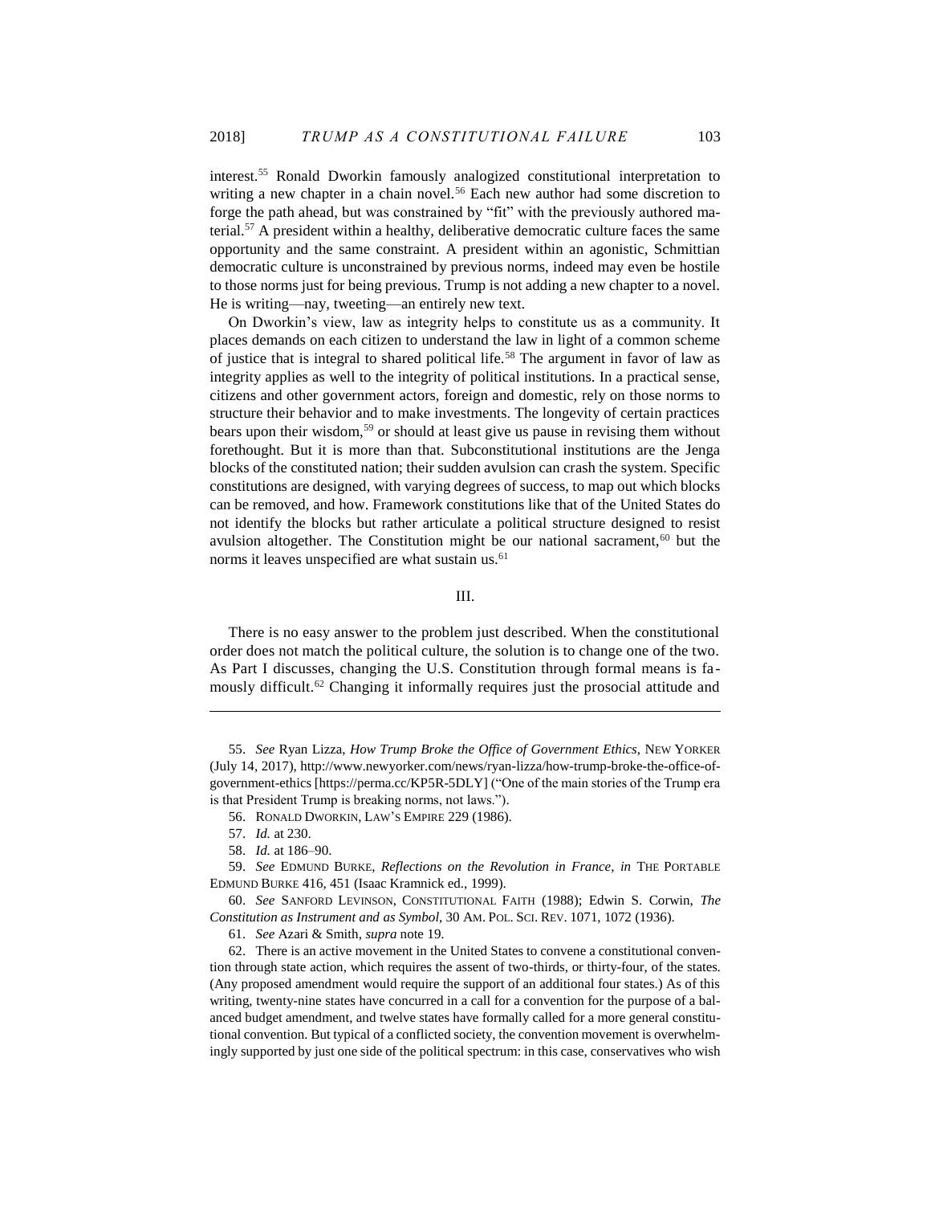interest.[55] Ronald Dworkin famously analogized constitutional interpretation to writing a new chapter in a chain novel.[56] Each new author had some discretion to forge the path ahead, but was constrained by "fit" with the previously authored material.[57] A president within a healthy, deliberative democratic culture faces the same opportunity and the same constraint. A president within an agonistic, Schmittian democratic culture is unconstrained by previous norms, indeed may even be hostile to those norms just for being previous. Trump is not adding a new chapter to a novel. He is writing—nay, tweeting—an entirely new text.

On Dworkin's view, law as integrity helps to constitute us as a community. It places demands on each citizen to understand the law in light of a common scheme of justice that is integral to shared political life.[58] The argument in favor of law as integrity applies as well to the integrity of political institutions. In a practical sense, citizens and other government actors, foreign and domestic, rely on those norms to structure their behavior and to make investments. The longevity of certain practices bears upon their wisdom,[59] or should at least give us pause in revising them without forethought. But it is more than that. Subconstitutional institutions are the Jenga blocks of the constituted nation; their sudden avulsion can crash the system. Specific constitutions are designed, with varying degrees of success, to map out which blocks can be removed, and how. Framework constitutions like that of the United States do not identify the blocks but rather articulate a political structure designed to resist avulsion altogether. The Constitution might be our national sacrament,[60] but the norms it leaves unspecified are what sustain us.[61]

## III.

There is no easy answer to the problem just described. When the constitutional order does not match the political culture, the solution is to change one of the two. As Part I discusses, changing the U.S. Constitution through formal means is famously difficult.[62] Changing it informally requires just the prosocial attitude and

---

55. *See* Ryan Lizza, *How Trump Broke the Office of Government Ethics*, NEW YORKER (July 14, 2017), http://www.newyorker.com/news/ryan-lizza/how-trump-broke-the-office-of-government-ethics [https://perma.cc/KP5R-5DLY] ("One of the main stories of the Trump era is that President Trump is breaking norms, not laws.").

56. RONALD DWORKIN, LAW'S EMPIRE 229 (1986).

57. *Id.* at 230.

58. *Id.* at 186–90.

59. *See* EDMUND BURKE, *Reflections on the Revolution in France*, *in* THE PORTABLE EDMUND BURKE 416, 451 (Isaac Kramnick ed., 1999).

60. *See* SANFORD LEVINSON, CONSTITUTIONAL FAITH (1988); Edwin S. Corwin, *The Constitution as Instrument and as Symbol*, 30 AM. POL. SCI. REV. 1071, 1072 (1936).

61. *See* Azari & Smith, *supra* note 19.

62. There is an active movement in the United States to convene a constitutional convention through state action, which requires the assent of two-thirds, or thirty-four, of the states. (Any proposed amendment would require the support of an additional four states.) As of this writing, twenty-nine states have concurred in a call for a convention for the purpose of a balanced budget amendment, and twelve states have formally called for a more general constitutional convention. But typical of a conflicted society, the convention movement is overwhelmingly supported by just one side of the political spectrum: in this case, conservatives who wish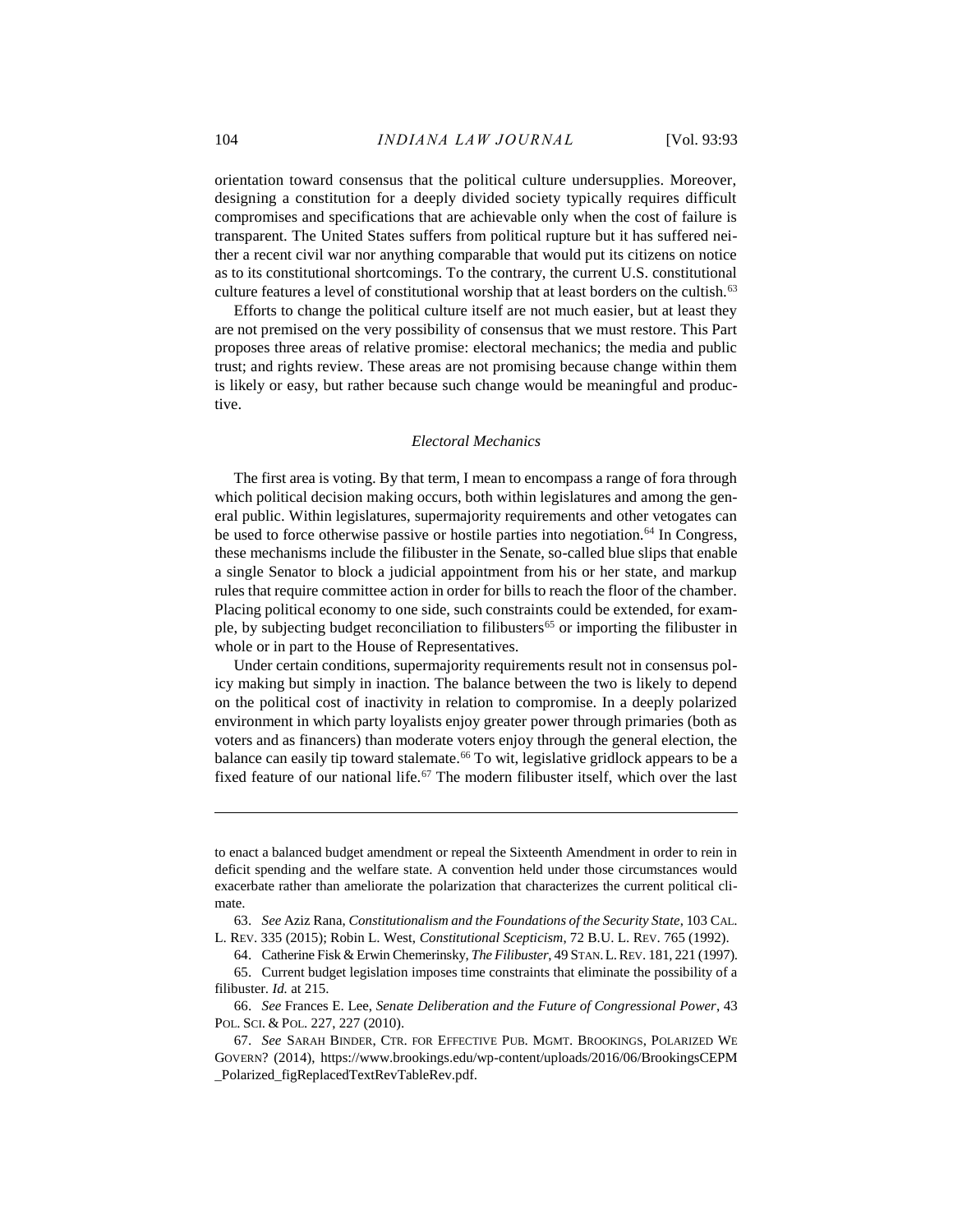orientation toward consensus that the political culture undersupplies. Moreover, designing a constitution for a deeply divided society typically requires difficult compromises and specifications that are achievable only when the cost of failure is transparent. The United States suffers from political rupture but it has suffered neither a recent civil war nor anything comparable that would put its citizens on notice as to its constitutional shortcomings. To the contrary, the current U.S. constitutional culture features a level of constitutional worship that at least borders on the cultish.[63]

Efforts to change the political culture itself are not much easier, but at least they are not premised on the very possibility of consensus that we must restore. This Part proposes three areas of relative promise: electoral mechanics; the media and public trust; and rights review. These areas are not promising because change within them is likely or easy, but rather because such change would be meaningful and productive.

### *Electoral Mechanics*

The first area is voting. By that term, I mean to encompass a range of fora through which political decision making occurs, both within legislatures and among the general public. Within legislatures, supermajority requirements and other vetogates can be used to force otherwise passive or hostile parties into negotiation.[64] In Congress, these mechanisms include the filibuster in the Senate, so-called blue slips that enable a single Senator to block a judicial appointment from his or her state, and markup rules that require committee action in order for bills to reach the floor of the chamber. Placing political economy to one side, such constraints could be extended, for example, by subjecting budget reconciliation to filibusters[65] or importing the filibuster in whole or in part to the House of Representatives.

Under certain conditions, supermajority requirements result not in consensus policy making but simply in inaction. The balance between the two is likely to depend on the political cost of inactivity in relation to compromise. In a deeply polarized environment in which party loyalists enjoy greater power through primaries (both as voters and as financers) than moderate voters enjoy through the general election, the balance can easily tip toward stalemate.[66] To wit, legislative gridlock appears to be a fixed feature of our national life.[67] The modern filibuster itself, which over the last

---

to enact a balanced budget amendment or repeal the Sixteenth Amendment in order to rein in deficit spending and the welfare state. A convention held under those circumstances would exacerbate rather than ameliorate the polarization that characterizes the current political climate.

63. *See* Aziz Rana, *Constitutionalism and the Foundations of the Security State*, 103 CAL. L. REV. 335 (2015); Robin L. West, *Constitutional Scepticism*, 72 B.U. L. REV. 765 (1992).

64. Catherine Fisk & Erwin Chemerinsky, *The Filibuster*, 49 STAN. L. REV. 181, 221 (1997).

65. Current budget legislation imposes time constraints that eliminate the possibility of a filibuster. *Id.* at 215.

66. *See* Frances E. Lee, *Senate Deliberation and the Future of Congressional Power*, 43 POL. SCI. & POL. 227, 227 (2010).

67. *See* SARAH BINDER, CTR. FOR EFFECTIVE PUB. MGMT. BROOKINGS, POLARIZED WE GOVERN? (2014), https://www.brookings.edu/wp-content/uploads/2016/06/BrookingsCEPM_Polarized_figReplacedTextRevTableRev.pdf.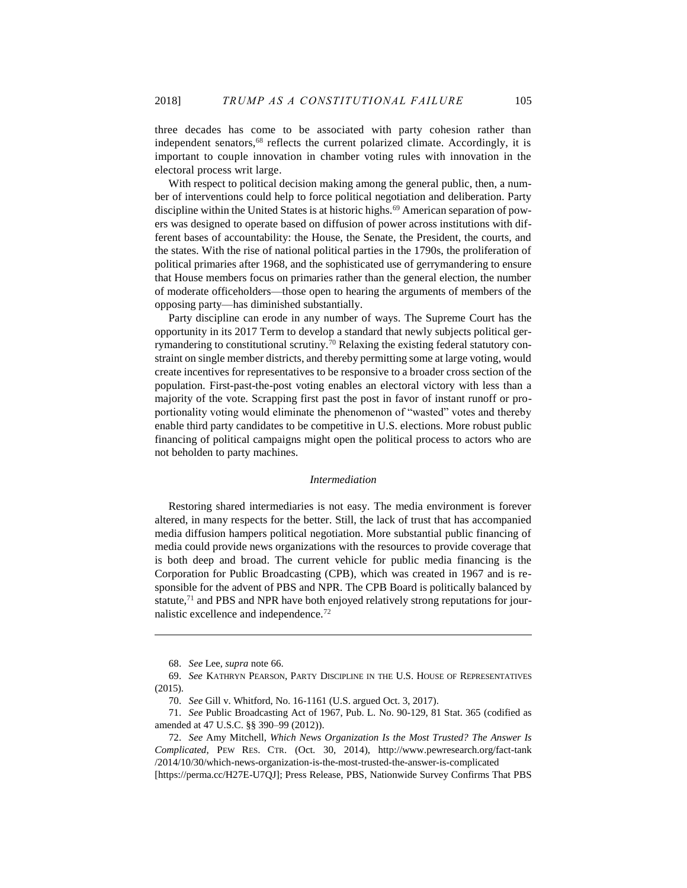three decades has come to be associated with party cohesion rather than independent senators,[68] reflects the current polarized climate. Accordingly, it is important to couple innovation in chamber voting rules with innovation in the electoral process writ large.

With respect to political decision making among the general public, then, a number of interventions could help to force political negotiation and deliberation. Party discipline within the United States is at historic highs.[69] American separation of powers was designed to operate based on diffusion of power across institutions with different bases of accountability: the House, the Senate, the President, the courts, and the states. With the rise of national political parties in the 1790s, the proliferation of political primaries after 1968, and the sophisticated use of gerrymandering to ensure that House members focus on primaries rather than the general election, the number of moderate officeholders—those open to hearing the arguments of members of the opposing party—has diminished substantially.

Party discipline can erode in any number of ways. The Supreme Court has the opportunity in its 2017 Term to develop a standard that newly subjects political gerrymandering to constitutional scrutiny.[70] Relaxing the existing federal statutory constraint on single member districts, and thereby permitting some at large voting, would create incentives for representatives to be responsive to a broader cross section of the population. First-past-the-post voting enables an electoral victory with less than a majority of the vote. Scrapping first past the post in favor of instant runoff or proportionality voting would eliminate the phenomenon of "wasted" votes and thereby enable third party candidates to be competitive in U.S. elections. More robust public financing of political campaigns might open the political process to actors who are not beholden to party machines.

### *Intermediation*

Restoring shared intermediaries is not easy. The media environment is forever altered, in many respects for the better. Still, the lack of trust that has accompanied media diffusion hampers political negotiation. More substantial public financing of media could provide news organizations with the resources to provide coverage that is both deep and broad. The current vehicle for public media financing is the Corporation for Public Broadcasting (CPB), which was created in 1967 and is responsible for the advent of PBS and NPR. The CPB Board is politically balanced by statute,[71] and PBS and NPR have both enjoyed relatively strong reputations for journalistic excellence and independence.[72]

---

68. *See* Lee, *supra* note 66.

69. *See* KATHRYN PEARSON, PARTY DISCIPLINE IN THE U.S. HOUSE OF REPRESENTATIVES (2015).

70. *See* Gill v. Whitford, No. 16-1161 (U.S. argued Oct. 3, 2017).

71. *See* Public Broadcasting Act of 1967, Pub. L. No. 90-129, 81 Stat. 365 (codified as amended at 47 U.S.C. §§ 390–99 (2012)).

72. *See* Amy Mitchell, *Which News Organization Is the Most Trusted? The Answer Is Complicated*, PEW RES. CTR. (Oct. 30, 2014), http://www.pewresearch.org/fact-tank/2014/10/30/which-news-organization-is-the-most-trusted-the-answer-is-complicated [https://perma.cc/H27E-U7QJ]; Press Release, PBS, Nationwide Survey Confirms That PBS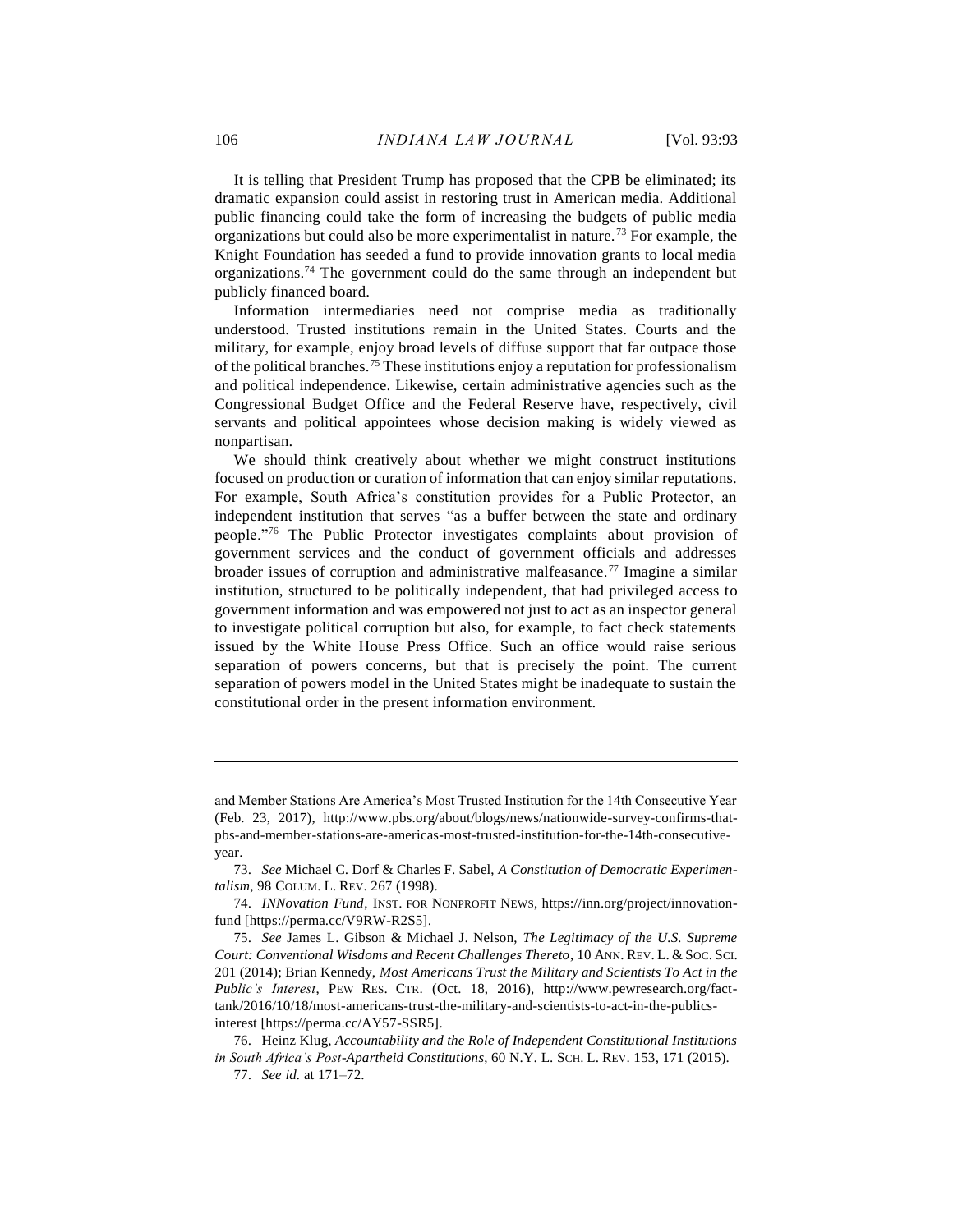It is telling that President Trump has proposed that the CPB be eliminated; its dramatic expansion could assist in restoring trust in American media. Additional public financing could take the form of increasing the budgets of public media organizations but could also be more experimentalist in nature.[73] For example, the Knight Foundation has seeded a fund to provide innovation grants to local media organizations.[74] The government could do the same through an independent but publicly financed board.

Information intermediaries need not comprise media as traditionally understood. Trusted institutions remain in the United States. Courts and the military, for example, enjoy broad levels of diffuse support that far outpace those of the political branches.[75] These institutions enjoy a reputation for professionalism and political independence. Likewise, certain administrative agencies such as the Congressional Budget Office and the Federal Reserve have, respectively, civil servants and political appointees whose decision making is widely viewed as nonpartisan.

We should think creatively about whether we might construct institutions focused on production or curation of information that can enjoy similar reputations. For example, South Africa's constitution provides for a Public Protector, an independent institution that serves "as a buffer between the state and ordinary people."[76] The Public Protector investigates complaints about provision of government services and the conduct of government officials and addresses broader issues of corruption and administrative malfeasance.[77] Imagine a similar institution, structured to be politically independent, that had privileged access to government information and was empowered not just to act as an inspector general to investigate political corruption but also, for example, to fact check statements issued by the White House Press Office. Such an office would raise serious separation of powers concerns, but that is precisely the point. The current separation of powers model in the United States might be inadequate to sustain the constitutional order in the present information environment.

---

and Member Stations Are America's Most Trusted Institution for the 14th Consecutive Year (Feb. 23, 2017), http://www.pbs.org/about/blogs/news/nationwide-survey-confirms-that-pbs-and-member-stations-are-americas-most-trusted-institution-for-the-14th-consecutive-year.

73. *See* Michael C. Dorf & Charles F. Sabel, *A Constitution of Democratic Experimentalism*, 98 COLUM. L. REV. 267 (1998).

74. *INNovation Fund*, INST. FOR NONPROFIT NEWS, https://inn.org/project/innovation-fund [https://perma.cc/V9RW-R2S5].

75. *See* James L. Gibson & Michael J. Nelson, *The Legitimacy of the U.S. Supreme Court: Conventional Wisdoms and Recent Challenges Thereto*, 10 ANN. REV. L. & SOC. SCI. 201 (2014); Brian Kennedy, *Most Americans Trust the Military and Scientists To Act in the Public's Interest*, PEW RES. CTR. (Oct. 18, 2016), http://www.pewresearch.org/fact-tank/2016/10/18/most-americans-trust-the-military-and-scientists-to-act-in-the-publics-interest [https://perma.cc/AY57-SSR5].

76. Heinz Klug, *Accountability and the Role of Independent Constitutional Institutions in South Africa's Post-Apartheid Constitutions*, 60 N.Y. L. SCH. L. REV. 153, 171 (2015).

77. *See id.* at 171–72.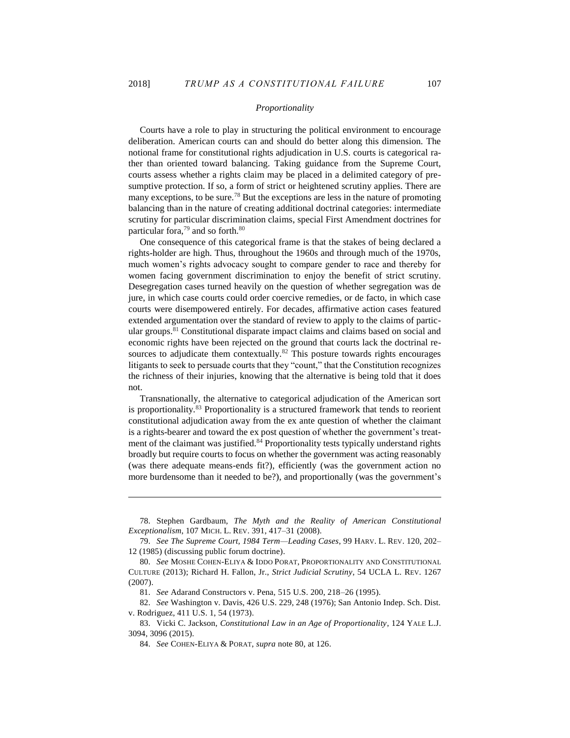### *Proportionality*

Courts have a role to play in structuring the political environment to encourage deliberation. American courts can and should do better along this dimension. The notional frame for constitutional rights adjudication in U.S. courts is categorical rather than oriented toward balancing. Taking guidance from the Supreme Court, courts assess whether a rights claim may be placed in a delimited category of presumptive protection. If so, a form of strict or heightened scrutiny applies. There are many exceptions, to be sure.[78] But the exceptions are less in the nature of promoting balancing than in the nature of creating additional doctrinal categories: intermediate scrutiny for particular discrimination claims, special First Amendment doctrines for particular fora,[79] and so forth.[80]

One consequence of this categorical frame is that the stakes of being declared a rights-holder are high. Thus, throughout the 1960s and through much of the 1970s, much women's rights advocacy sought to compare gender to race and thereby for women facing government discrimination to enjoy the benefit of strict scrutiny. Desegregation cases turned heavily on the question of whether segregation was de jure, in which case courts could order coercive remedies, or de facto, in which case courts were disempowered entirely. For decades, affirmative action cases featured extended argumentation over the standard of review to apply to the claims of particular groups.[81] Constitutional disparate impact claims and claims based on social and economic rights have been rejected on the ground that courts lack the doctrinal resources to adjudicate them contextually.[82] This posture towards rights encourages litigants to seek to persuade courts that they "count," that the Constitution recognizes the richness of their injuries, knowing that the alternative is being told that it does not.

Transnationally, the alternative to categorical adjudication of the American sort is proportionality.[83] Proportionality is a structured framework that tends to reorient constitutional adjudication away from the ex ante question of whether the claimant is a rights-bearer and toward the ex post question of whether the government's treatment of the claimant was justified.[84] Proportionality tests typically understand rights broadly but require courts to focus on whether the government was acting reasonably (was there adequate means-ends fit?), efficiently (was the government action no more burdensome than it needed to be?), and proportionally (was the government's

---

78. Stephen Gardbaum, *The Myth and the Reality of American Constitutional Exceptionalism*, 107 MICH. L. REV. 391, 417–31 (2008).

79. *See The Supreme Court, 1984 Term—Leading Cases*, 99 HARV. L. REV. 120, 202–12 (1985) (discussing public forum doctrine).

80. *See* MOSHE COHEN-ELIYA & IDDO PORAT, PROPORTIONALITY AND CONSTITUTIONAL CULTURE (2013); Richard H. Fallon, Jr., *Strict Judicial Scrutiny*, 54 UCLA L. REV. 1267 (2007).

81. *See* Adarand Constructors v. Pena, 515 U.S. 200, 218–26 (1995).

82. *See* Washington v. Davis, 426 U.S. 229, 248 (1976); San Antonio Indep. Sch. Dist. v. Rodriguez, 411 U.S. 1, 54 (1973).

83. Vicki C. Jackson, *Constitutional Law in an Age of Proportionality*, 124 YALE L.J. 3094, 3096 (2015).

84. *See* COHEN-ELIYA & PORAT, *supra* note 80, at 126.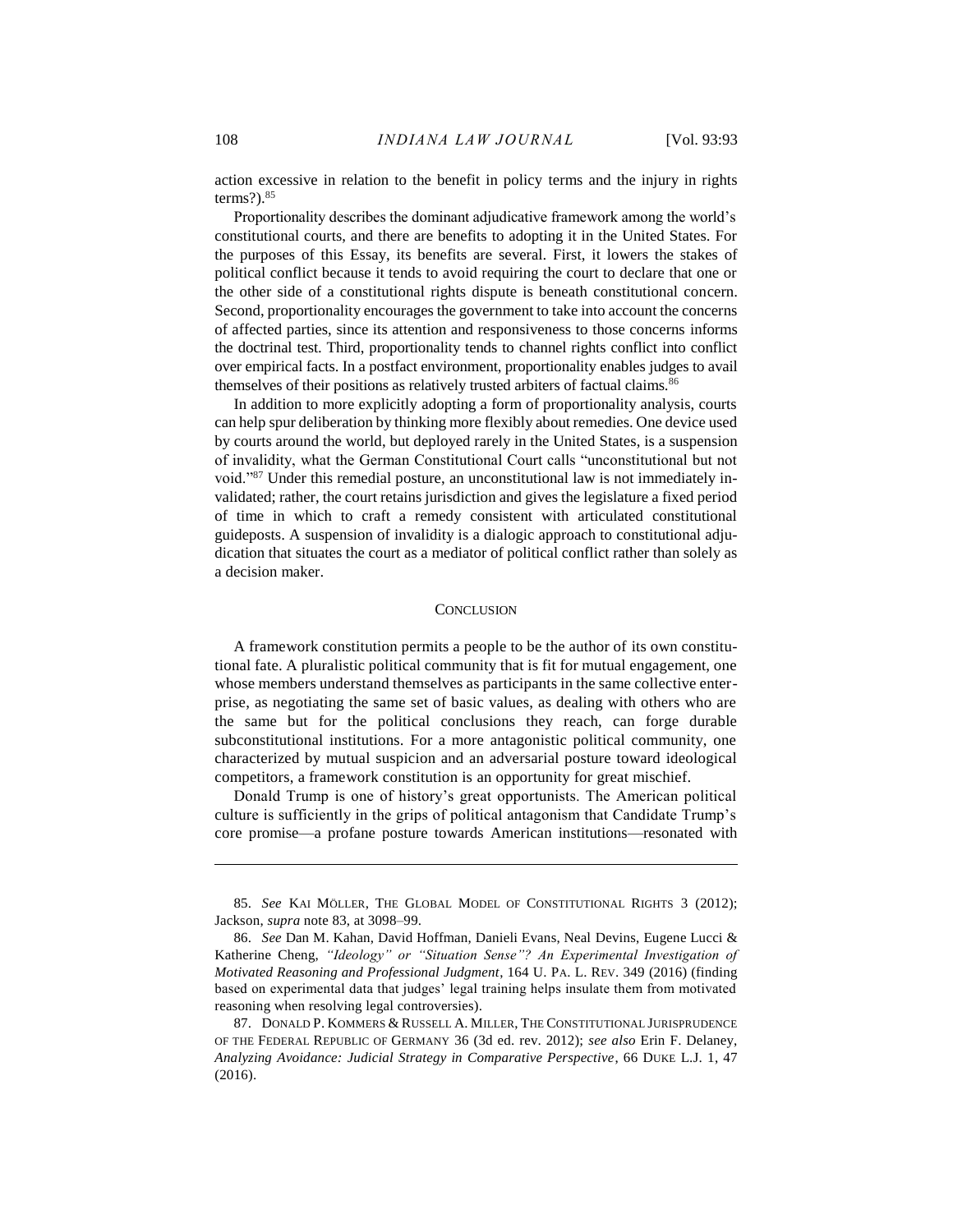action excessive in relation to the benefit in policy terms and the injury in rights terms?).[85]

Proportionality describes the dominant adjudicative framework among the world's constitutional courts, and there are benefits to adopting it in the United States. For the purposes of this Essay, its benefits are several. First, it lowers the stakes of political conflict because it tends to avoid requiring the court to declare that one or the other side of a constitutional rights dispute is beneath constitutional concern. Second, proportionality encourages the government to take into account the concerns of affected parties, since its attention and responsiveness to those concerns informs the doctrinal test. Third, proportionality tends to channel rights conflict into conflict over empirical facts. In a postfact environment, proportionality enables judges to avail themselves of their positions as relatively trusted arbiters of factual claims.[86]

In addition to more explicitly adopting a form of proportionality analysis, courts can help spur deliberation by thinking more flexibly about remedies. One device used by courts around the world, but deployed rarely in the United States, is a suspension of invalidity, what the German Constitutional Court calls "unconstitutional but not void."[87] Under this remedial posture, an unconstitutional law is not immediately invalidated; rather, the court retains jurisdiction and gives the legislature a fixed period of time in which to craft a remedy consistent with articulated constitutional guideposts. A suspension of invalidity is a dialogic approach to constitutional adjudication that situates the court as a mediator of political conflict rather than solely as a decision maker.

## CONCLUSION

A framework constitution permits a people to be the author of its own constitutional fate. A pluralistic political community that is fit for mutual engagement, one whose members understand themselves as participants in the same collective enterprise, as negotiating the same set of basic values, as dealing with others who are the same but for the political conclusions they reach, can forge durable subconstitutional institutions. For a more antagonistic political community, one characterized by mutual suspicion and an adversarial posture toward ideological competitors, a framework constitution is an opportunity for great mischief.

Donald Trump is one of history's great opportunists. The American political culture is sufficiently in the grips of political antagonism that Candidate Trump's core promise—a profane posture towards American institutions—resonated with

---

85. *See* KAI MÖLLER, THE GLOBAL MODEL OF CONSTITUTIONAL RIGHTS 3 (2012); Jackson, *supra* note 83, at 3098–99.

86. *See* Dan M. Kahan, David Hoffman, Danieli Evans, Neal Devins, Eugene Lucci & Katherine Cheng, *"Ideology" or "Situation Sense"? An Experimental Investigation of Motivated Reasoning and Professional Judgment*, 164 U. PA. L. REV. 349 (2016) (finding based on experimental data that judges' legal training helps insulate them from motivated reasoning when resolving legal controversies).

87. DONALD P. KOMMERS & RUSSELL A. MILLER, THE CONSTITUTIONAL JURISPRUDENCE OF THE FEDERAL REPUBLIC OF GERMANY 36 (3d ed. rev. 2012); *see also* Erin F. Delaney, *Analyzing Avoidance: Judicial Strategy in Comparative Perspective*, 66 DUKE L.J. 1, 47 (2016).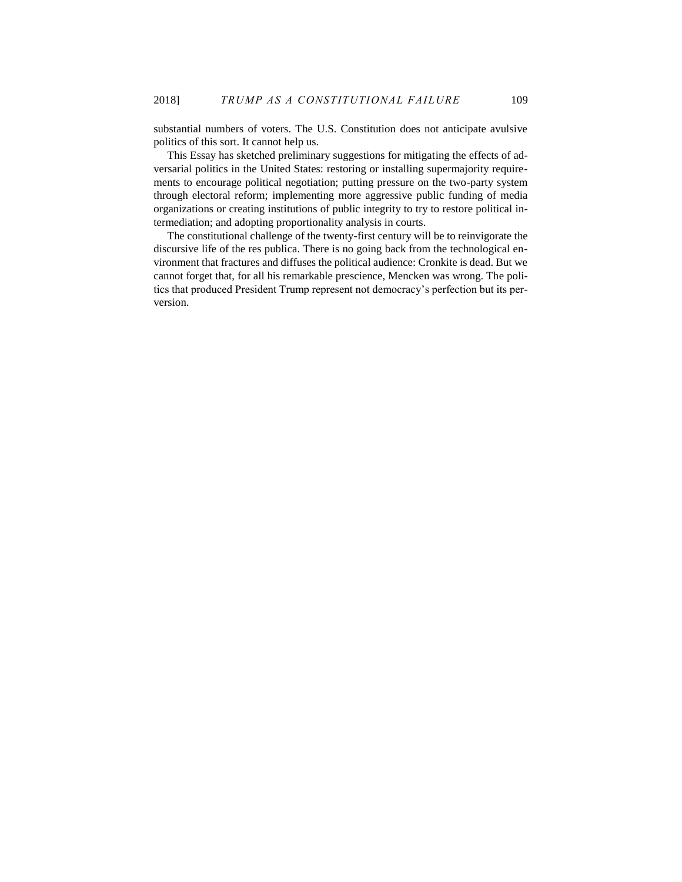substantial numbers of voters. The U.S. Constitution does not anticipate avulsive politics of this sort. It cannot help us.

This Essay has sketched preliminary suggestions for mitigating the effects of adversarial politics in the United States: restoring or installing supermajority requirements to encourage political negotiation; putting pressure on the two-party system through electoral reform; implementing more aggressive public funding of media organizations or creating institutions of public integrity to try to restore political intermediation; and adopting proportionality analysis in courts.

The constitutional challenge of the twenty-first century will be to reinvigorate the discursive life of the res publica. There is no going back from the technological environment that fractures and diffuses the political audience: Cronkite is dead. But we cannot forget that, for all his remarkable prescience, Mencken was wrong. The politics that produced President Trump represent not democracy's perfection but its perversion.